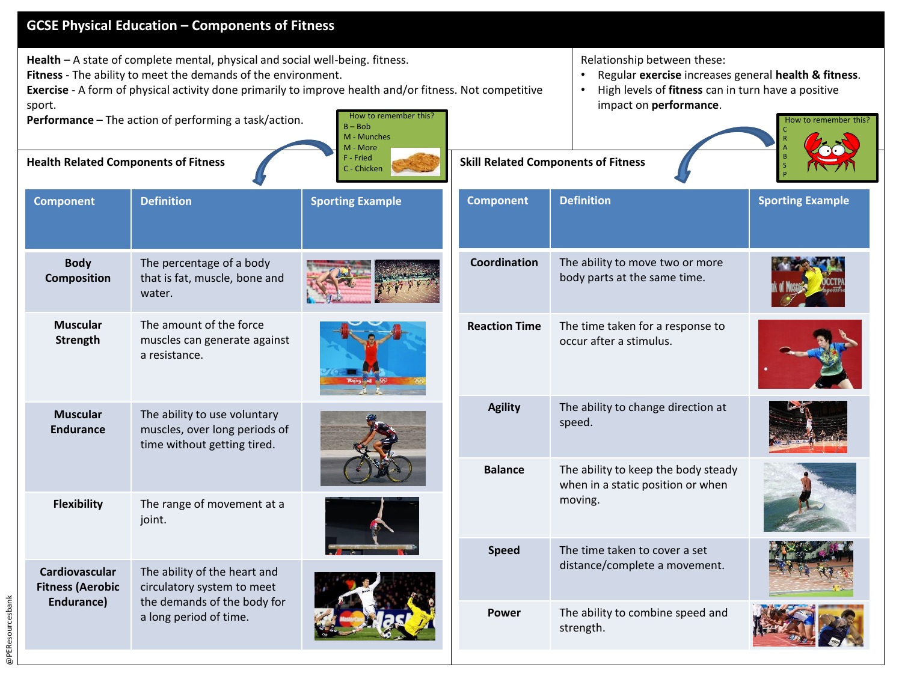# GCSE Physical Education – Components of Fitness

**Health** – A state of complete mental, physical and social well-being. fitness.
**Fitness** - The ability to meet the demands of the environment.
**Exercise** - A form of physical activity done primarily to improve health and/or fitness. Not competitive sport.
**Performance** – The action of performing a task/action.

Relationship between these:

- Regular **exercise** increases general **health & fitness**.
- High levels of **fitness** can in turn have a positive impact on **performance**.

## Health Related Components of Fitness

How to remember this?
B – Bob
M - Munches
M - More
F - Fried
C - Chicken

| Component | Definition | Sporting Example |
|---|---|---|
| **Body Composition** | The percentage of a body that is fat, muscle, bone and water. | |
| **Muscular Strength** | The amount of the force muscles can generate against a resistance. | |
| **Muscular Endurance** | The ability to use voluntary muscles, over long periods of time without getting tired. | |
| **Flexibility** | The range of movement at a joint. | |
| **Cardiovascular Fitness (Aerobic Endurance)** | The ability of the heart and circulatory system to meet the demands of the body for a long period of time. | |

## Skill Related Components of Fitness

How to remember this?
C
R
A
B
S
P

| Component | Definition | Sporting Example |
|---|---|---|
| **Coordination** | The ability to move two or more body parts at the same time. | |
| **Reaction Time** | The time taken for a response to occur after a stimulus. | |
| **Agility** | The ability to change direction at speed. | |
| **Balance** | The ability to keep the body steady when in a static position or when moving. | |
| **Speed** | The time taken to cover a set distance/complete a movement. | |
| **Power** | The ability to combine speed and strength. | |

@PEResourcesbank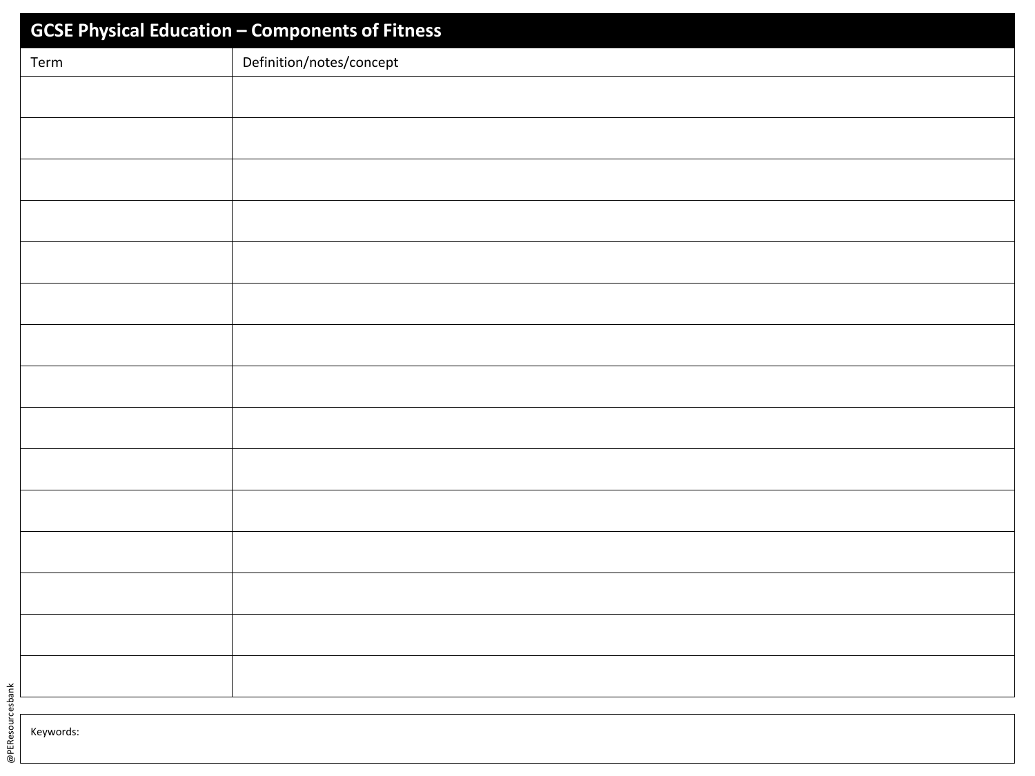## GCSE Physical Education – Components of Fitness

| Term | Definition/notes/concept |
| --- | --- |
| | |
| | |
| | |
| | |
| | |
| | |
| | |
| | |
| | |
| | |
| | |
| | |
| | |
| | |
| | |

Keywords:

@PEResourcesbank